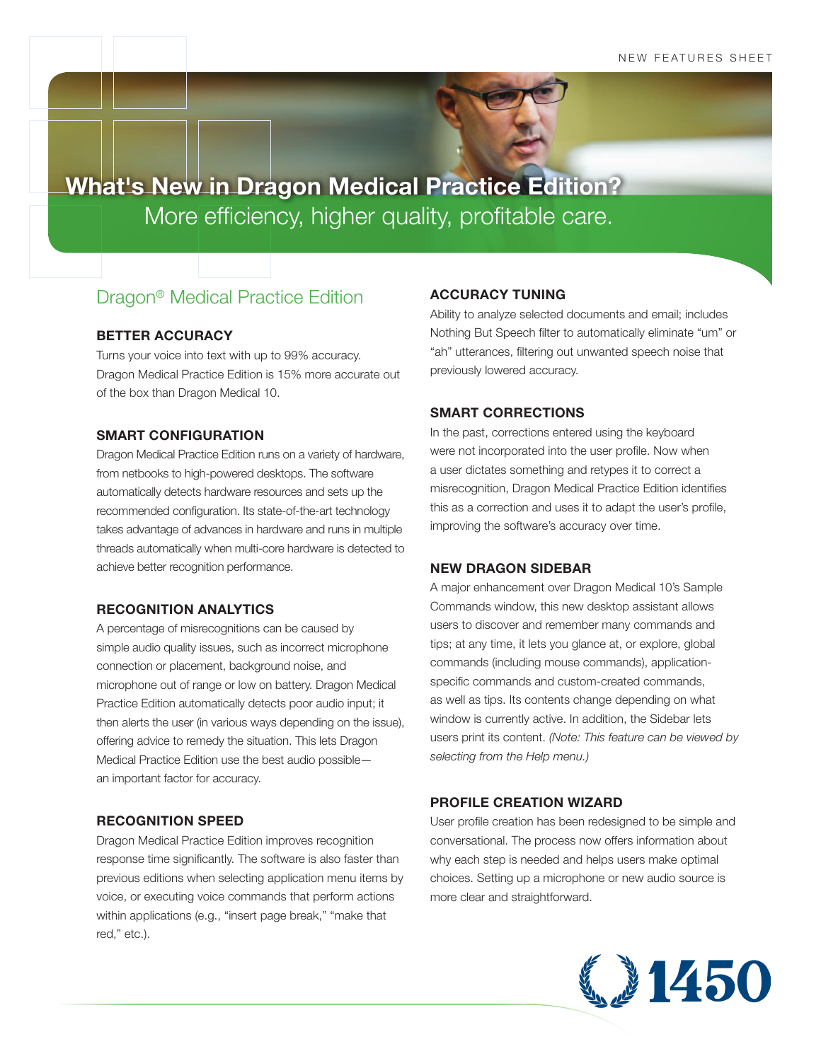NEW FEATURES SHEET

# What's New in Dragon Medical Practice Edition?

More efficiency, higher quality, profitable care.

## Dragon® Medical Practice Edition

### BETTER ACCURACY

Turns your voice into text with up to 99% accuracy. Dragon Medical Practice Edition is 15% more accurate out of the box than Dragon Medical 10.

### SMART CONFIGURATION

Dragon Medical Practice Edition runs on a variety of hardware, from netbooks to high-powered desktops. The software automatically detects hardware resources and sets up the recommended configuration. Its state-of-the-art technology takes advantage of advances in hardware and runs in multiple threads automatically when multi-core hardware is detected to achieve better recognition performance.

### RECOGNITION ANALYTICS

A percentage of misrecognitions can be caused by simple audio quality issues, such as incorrect microphone connection or placement, background noise, and microphone out of range or low on battery. Dragon Medical Practice Edition automatically detects poor audio input; it then alerts the user (in various ways depending on the issue), offering advice to remedy the situation. This lets Dragon Medical Practice Edition use the best audio possible—an important factor for accuracy.

### RECOGNITION SPEED

Dragon Medical Practice Edition improves recognition response time significantly. The software is also faster than previous editions when selecting application menu items by voice, or executing voice commands that perform actions within applications (e.g., “insert page break,” “make that red,” etc.).

### ACCURACY TUNING

Ability to analyze selected documents and email; includes Nothing But Speech filter to automatically eliminate “um” or “ah” utterances, filtering out unwanted speech noise that previously lowered accuracy.

### SMART CORRECTIONS

In the past, corrections entered using the keyboard were not incorporated into the user profile. Now when a user dictates something and retypes it to correct a misrecognition, Dragon Medical Practice Edition identifies this as a correction and uses it to adapt the user’s profile, improving the software’s accuracy over time.

### NEW DRAGON SIDEBAR

A major enhancement over Dragon Medical 10’s Sample Commands window, this new desktop assistant allows users to discover and remember many commands and tips; at any time, it lets you glance at, or explore, global commands (including mouse commands), application-specific commands and custom-created commands, as well as tips. Its contents change depending on what window is currently active. In addition, the Sidebar lets users print its content. *(Note: This feature can be viewed by selecting from the Help menu.)*

### PROFILE CREATION WIZARD

User profile creation has been redesigned to be simple and conversational. The process now offers information about why each step is needed and helps users make optimal choices. Setting up a microphone or new audio source is more clear and straightforward.

1450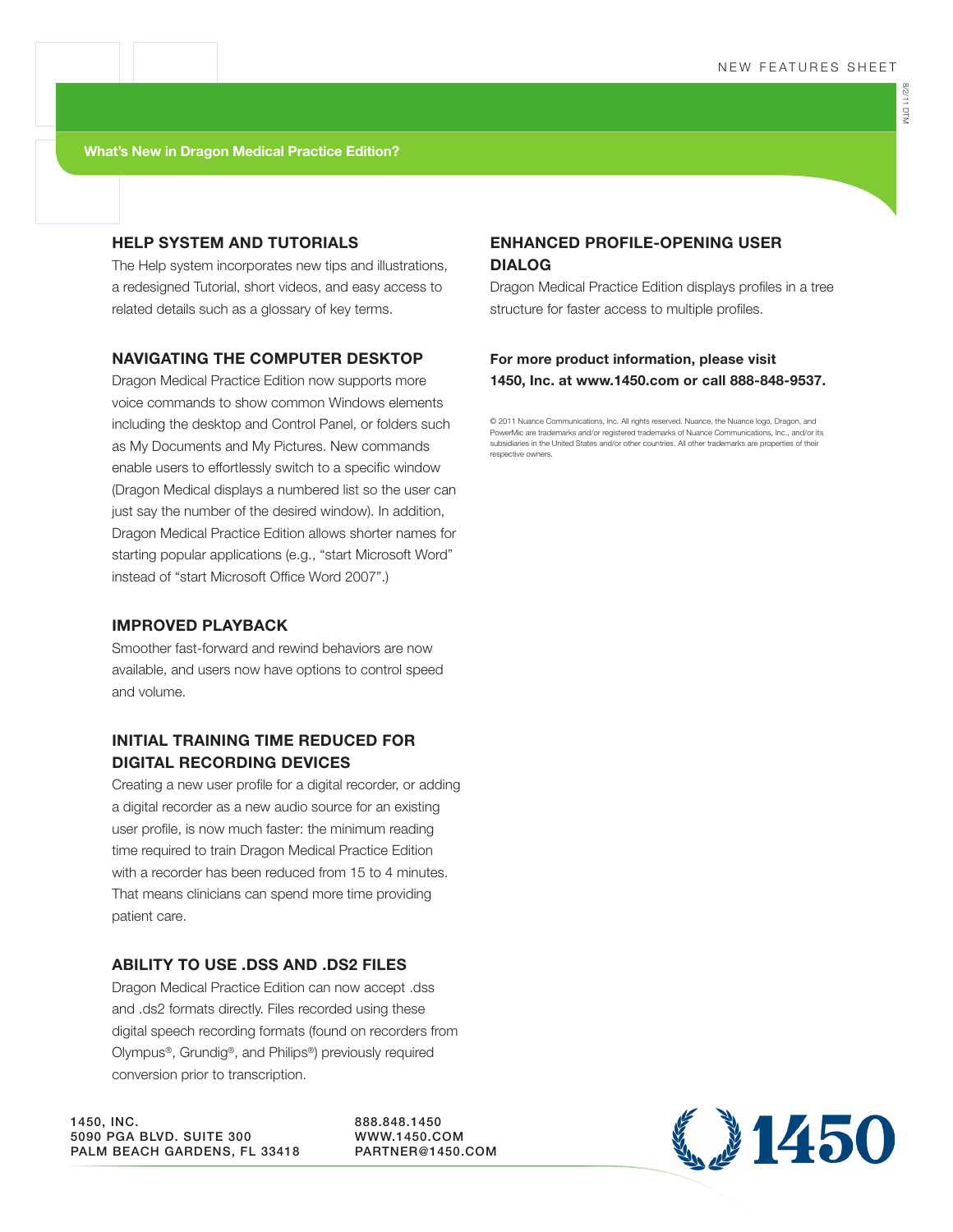What's New in Dragon Medical Practice Edition?

### HELP SYSTEM AND TUTORIALS

The Help system incorporates new tips and illustrations, a redesigned Tutorial, short videos, and easy access to related details such as a glossary of key terms.

### NAVIGATING THE COMPUTER DESKTOP

Dragon Medical Practice Edition now supports more voice commands to show common Windows elements including the desktop and Control Panel, or folders such as My Documents and My Pictures. New commands enable users to effortlessly switch to a specific window (Dragon Medical displays a numbered list so the user can just say the number of the desired window). In addition, Dragon Medical Practice Edition allows shorter names for starting popular applications (e.g., "start Microsoft Word" instead of "start Microsoft Office Word 2007".)

### IMPROVED PLAYBACK

Smoother fast-forward and rewind behaviors are now available, and users now have options to control speed and volume.

### INITIAL TRAINING TIME REDUCED FOR DIGITAL RECORDING DEVICES

Creating a new user profile for a digital recorder, or adding a digital recorder as a new audio source for an existing user profile, is now much faster: the minimum reading time required to train Dragon Medical Practice Edition with a recorder has been reduced from 15 to 4 minutes. That means clinicians can spend more time providing patient care.

### ABILITY TO USE .DSS AND .DS2 FILES

Dragon Medical Practice Edition can now accept .dss and .ds2 formats directly. Files recorded using these digital speech recording formats (found on recorders from Olympus®, Grundig®, and Philips®) previously required conversion prior to transcription.

### ENHANCED PROFILE-OPENING USER DIALOG

Dragon Medical Practice Edition displays profiles in a tree structure for faster access to multiple profiles.

**For more product information, please visit 1450, Inc. at www.1450.com or call 888-848-9537.**

© 2011 Nuance Communications, Inc. All rights reserved. Nuance, the Nuance logo, Dragon, and PowerMic are trademarks and/or registered trademarks of Nuance Communications, Inc., and/or its subsidiaries in the United States and/or other countries. All other trademarks are properties of their respective owners.

1450, INC.
5090 PGA BLVD. SUITE 300
PALM BEACH GARDENS, FL 33418

888.848.1450
WWW.1450.COM
PARTNER@1450.COM

1450